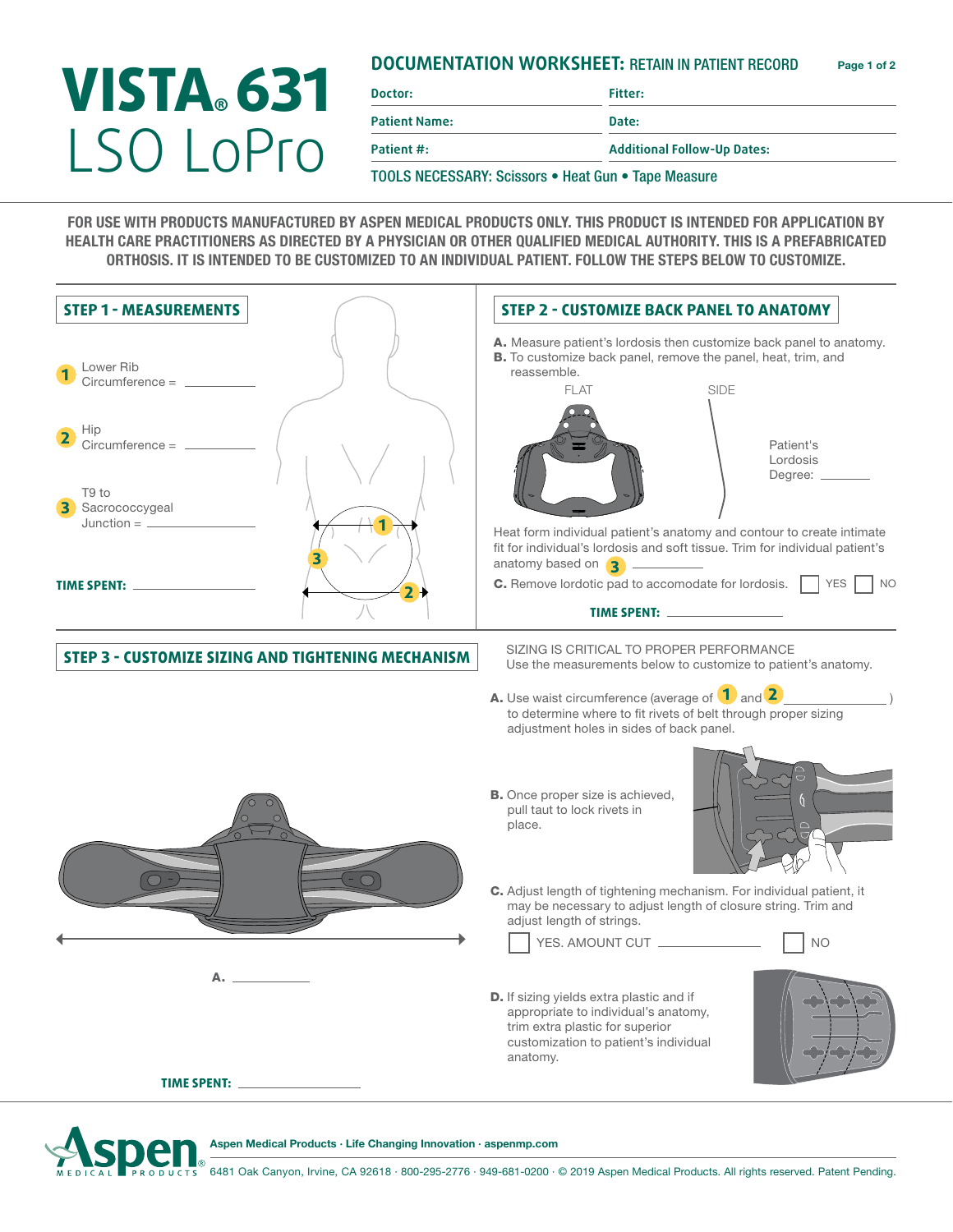# VISTA® 631 LSO LoPro

## DOCUMENTATION WORKSHEET: RETAIN IN PATIENT RECORD

| Doctor: | Fitter: |
|---|---|
| Patient Name: | Date: |
| Patient #: | Additional Follow-Up Dates: |

TOOLS NECESSARY: Scissors • Heat Gun • Tape Measure

FOR USE WITH PRODUCTS MANUFACTURED BY ASPEN MEDICAL PRODUCTS ONLY. THIS PRODUCT IS INTENDED FOR APPLICATION BY HEALTH CARE PRACTITIONERS AS DIRECTED BY A PHYSICIAN OR OTHER QUALIFIED MEDICAL AUTHORITY. THIS IS A PREFABRICATED ORTHOSIS. IT IS INTENDED TO BE CUSTOMIZED TO AN INDIVIDUAL PATIENT. FOLLOW THE STEPS BELOW TO CUSTOMIZE.

## STEP 1 - MEASUREMENTS

1. Lower Rib Circumference = __________
2. Hip Circumference = __________
3. T9 to Sacrococcygeal Junction = __________

**TIME SPENT:** __________

## STEP 2 - CUSTOMIZE BACK PANEL TO ANATOMY

**A.** Measure patient's lordosis then customize back panel to anatomy.
**B.** To customize back panel, remove the panel, heat, trim, and reassemble.

FLAT SIDE

Patient's Lordosis Degree: __________

Heat form individual patient's anatomy and contour to create intimate fit for individual's lordosis and soft tissue. Trim for individual patient's anatomy based on 3 __________

**C.** Remove lordotic pad to accomodate for lordosis. ☐ YES ☐ NO

**TIME SPENT:** __________

## STEP 3 - CUSTOMIZE SIZING AND TIGHTENING MECHANISM

SIZING IS CRITICAL TO PROPER PERFORMANCE
Use the measurements below to customize to patient's anatomy.

**A.** Use waist circumference (average of 1 and 2 __________ ) to determine where to fit rivets of belt through proper sizing adjustment holes in sides of back panel.

**B.** Once proper size is achieved, pull taut to lock rivets in place.

**C.** Adjust length of tightening mechanism. For individual patient, it may be necessary to adjust length of closure string. Trim and adjust length of strings.

☐ YES. AMOUNT CUT __________ ☐ NO

**D.** If sizing yields extra plastic and if appropriate to individual's anatomy, trim extra plastic for superior customization to patient's individual anatomy.

**A.** __________

**TIME SPENT:** __________

Aspen Medical Products · Life Changing Innovation · aspenmp.com

6481 Oak Canyon, Irvine, CA 92618 · 800-295-2776 · 949-681-0200 · © 2019 Aspen Medical Products. All rights reserved. Patent Pending.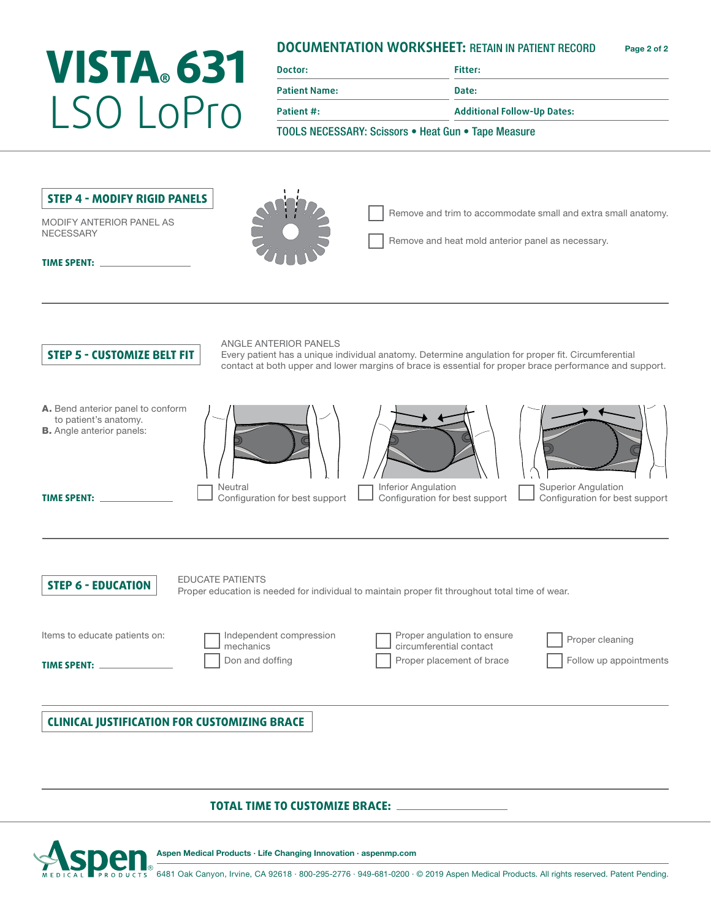# VISTA® 631
## LSO LoPro

**DOCUMENTATION WORKSHEET:** RETAIN IN PATIENT RECORD

| | |
|---|---|
| **Doctor:** | **Fitter:** |
| **Patient Name:** | **Date:** |
| **Patient #:** | **Additional Follow-Up Dates:** |

TOOLS NECESSARY: Scissors • Heat Gun • Tape Measure

## STEP 4 - MODIFY RIGID PANELS

MODIFY ANTERIOR PANEL AS NECESSARY

**TIME SPENT:** ____________

- ☐ Remove and trim to accommodate small and extra small anatomy.
- ☐ Remove and heat mold anterior panel as necessary.

## STEP 5 - CUSTOMIZE BELT FIT

ANGLE ANTERIOR PANELS
Every patient has a unique individual anatomy. Determine angulation for proper fit. Circumferential contact at both upper and lower margins of brace is essential for proper brace performance and support.

**A.** Bend anterior panel to conform to patient's anatomy.
**B.** Angle anterior panels:

**TIME SPENT:** ____________

- ☐ Neutral Configuration for best support
- ☐ Inferior Angulation Configuration for best support
- ☐ Superior Angulation Configuration for best support

## STEP 6 - EDUCATION

EDUCATE PATIENTS
Proper education is needed for individual to maintain proper fit throughout total time of wear.

Items to educate patients on:

**TIME SPENT:** ____________

- ☐ Independent compression mechanics
- ☐ Don and doffing
- ☐ Proper angulation to ensure circumferential contact
- ☐ Proper placement of brace
- ☐ Proper cleaning
- ☐ Follow up appointments

## CLINICAL JUSTIFICATION FOR CUSTOMIZING BRACE

**TOTAL TIME TO CUSTOMIZE BRACE:** ____________

Aspen Medical Products · Life Changing Innovation · aspenmp.com
6481 Oak Canyon, Irvine, CA 92618 · 800-295-2776 · 949-681-0200 · © 2019 Aspen Medical Products. All rights reserved. Patent Pending.